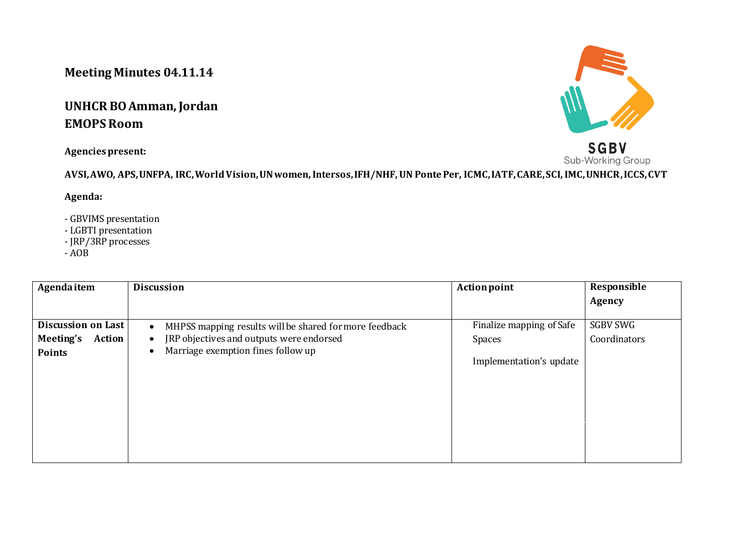**Meeting Minutes 04.11.14**

**UNHCR BO Amman, Jordan**
**EMOPS Room**

**Agencies present:**

**AVSI, AWO, APS, UNFPA, IRC, World Vision, UN women, Intersos, IFH/NHF, UN Ponte Per, ICMC, IATF, CARE, SCI, IMC, UNHCR, ICCS, CVT**

**Agenda:**

- GBVIMS presentation
- LGBTI presentation
- JRP/3RP processes
- AOB

| Agenda item | Discussion | Action point | Responsible Agency |
|---|---|---|---|
| **Discussion on Last Meeting's Action Points** | • MHPSS mapping results will be shared for more feedback<br>• JRP objectives and outputs were endorsed<br>• Marriage exemption fines follow up | Finalize mapping of Safe Spaces<br><br>Implementation's update | SGBV SWG Coordinators |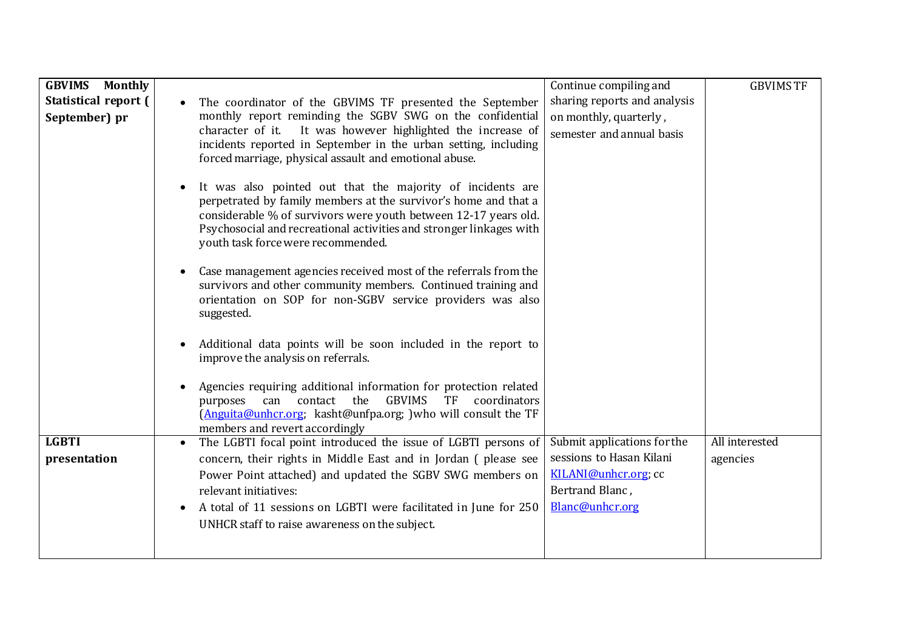| | | | |
|---|---|---|---|
| **GBVIMS Monthly Statistical report ( September) pr** | • The coordinator of the GBVIMS TF presented the September monthly report reminding the SGBV SWG on the confidential character of it. It was however highlighted the increase of incidents reported in September in the urban setting, including forced marriage, physical assault and emotional abuse.<br><br>• It was also pointed out that the majority of incidents are perpetrated by family members at the survivor's home and that a considerable % of survivors were youth between 12-17 years old. Psychosocial and recreational activities and stronger linkages with youth task force were recommended.<br><br>• Case management agencies received most of the referrals from the survivors and other community members. Continued training and orientation on SOP for non-SGBV service providers was also suggested.<br><br>• Additional data points will be soon included in the report to improve the analysis on referrals.<br><br>• Agencies requiring additional information for protection related purposes can contact the GBVIMS TF coordinators (Anguita@unhcr.org; kasht@unfpa.org; )who will consult the TF members and revert accordingly | Continue compiling and sharing reports and analysis on monthly, quarterly , semester and annual basis | GBVIMS TF |
| **LGBTI presentation** | • The LGBTI focal point introduced the issue of LGBTI persons of concern, their rights in Middle East and in Jordan ( please see Power Point attached) and updated the SGBV SWG members on relevant initiatives:<br>• A total of 11 sessions on LGBTI were facilitated in June for 250 UNHCR staff to raise awareness on the subject. | Submit applications for the sessions to Hasan Kilani KILANI@unhcr.org; cc Bertrand Blanc , Blanc@unhcr.org | All interested agencies |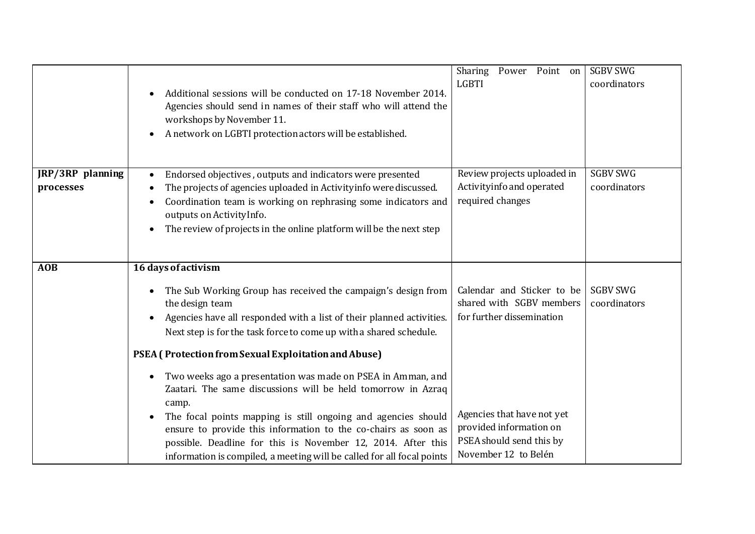| | | | |
|---|---|---|---|
| | • Additional sessions will be conducted on 17-18 November 2014. Agencies should send in names of their staff who will attend the workshops by November 11.<br>• A network on LGBTI protection actors will be established. | Sharing Power Point on LGBTI | SGBV SWG coordinators |
| **JRP/3RP planning processes** | • Endorsed objectives , outputs and indicators were presented<br>• The projects of agencies uploaded in Activityinfo were discussed.<br>• Coordination team is working on rephrasing some indicators and outputs on ActivityInfo.<br>• The review of projects in the online platform will be the next step | Review projects uploaded in Activityinfo and operated required changes | SGBV SWG coordinators |
| **AOB** | **16 days of activism**<br>• The Sub Working Group has received the campaign's design from the design team<br>• Agencies have all responded with a list of their planned activities. Next step is for the task force to come up with a shared schedule.<br>**PSEA ( Protection from Sexual Exploitation and Abuse)**<br>• Two weeks ago a presentation was made on PSEA in Amman, and Zaatari. The same discussions will be held tomorrow in Azraq camp.<br>• The focal points mapping is still ongoing and agencies should ensure to provide this information to the co-chairs as soon as possible. Deadline for this is November 12, 2014. After this information is compiled, a meeting will be called for all focal points | Calendar and Sticker to be shared with SGBV members for further dissemination<br><br>Agencies that have not yet provided information on PSEA should send this by November 12 to Belén | SGBV SWG coordinators |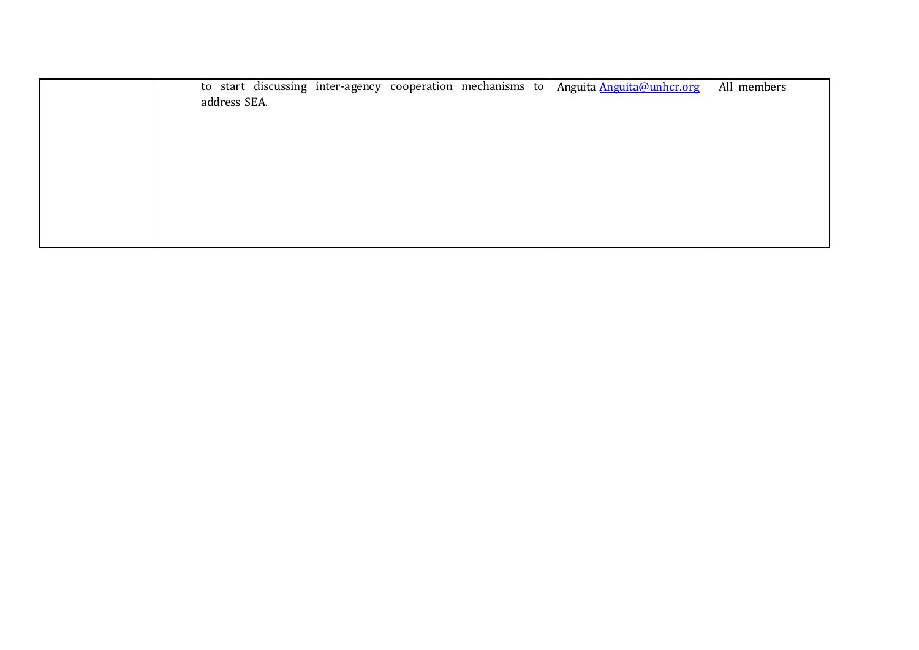| | | | |
|---|---|---|---|
| | to start discussing inter-agency cooperation mechanisms to address SEA. | Anguita Anguita@unhcr.org | All members |